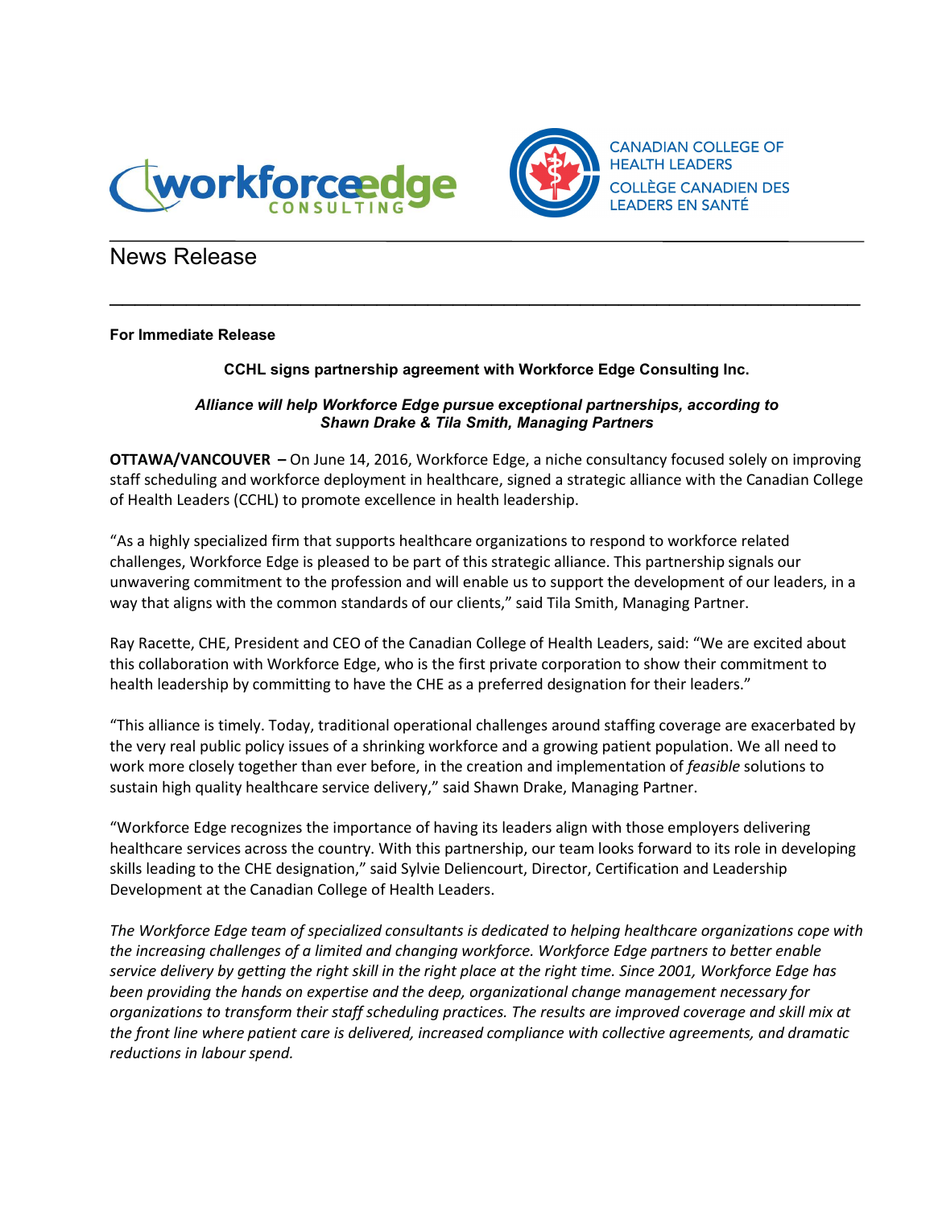workforceedge CONSULTING

CANADIAN COLLEGE OF HEALTH LEADERS
COLLÈGE CANADIEN DES LEADERS EN SANTÉ

# News Release

**For Immediate Release**

**CCHL signs partnership agreement with Workforce Edge Consulting Inc.**

***Alliance will help Workforce Edge pursue exceptional partnerships, according to Shawn Drake & Tila Smith, Managing Partners***

**OTTAWA/VANCOUVER –** On June 14, 2016, Workforce Edge, a niche consultancy focused solely on improving staff scheduling and workforce deployment in healthcare, signed a strategic alliance with the Canadian College of Health Leaders (CCHL) to promote excellence in health leadership.

"As a highly specialized firm that supports healthcare organizations to respond to workforce related challenges, Workforce Edge is pleased to be part of this strategic alliance. This partnership signals our unwavering commitment to the profession and will enable us to support the development of our leaders, in a way that aligns with the common standards of our clients," said Tila Smith, Managing Partner.

Ray Racette, CHE, President and CEO of the Canadian College of Health Leaders, said: "We are excited about this collaboration with Workforce Edge, who is the first private corporation to show their commitment to health leadership by committing to have the CHE as a preferred designation for their leaders."

"This alliance is timely. Today, traditional operational challenges around staffing coverage are exacerbated by the very real public policy issues of a shrinking workforce and a growing patient population. We all need to work more closely together than ever before, in the creation and implementation of *feasible* solutions to sustain high quality healthcare service delivery," said Shawn Drake, Managing Partner.

"Workforce Edge recognizes the importance of having its leaders align with those employers delivering healthcare services across the country. With this partnership, our team looks forward to its role in developing skills leading to the CHE designation," said Sylvie Deliencourt, Director, Certification and Leadership Development at the Canadian College of Health Leaders.

*The Workforce Edge team of specialized consultants is dedicated to helping healthcare organizations cope with the increasing challenges of a limited and changing workforce. Workforce Edge partners to better enable service delivery by getting the right skill in the right place at the right time. Since 2001, Workforce Edge has been providing the hands on expertise and the deep, organizational change management necessary for organizations to transform their staff scheduling practices. The results are improved coverage and skill mix at the front line where patient care is delivered, increased compliance with collective agreements, and dramatic reductions in labour spend.*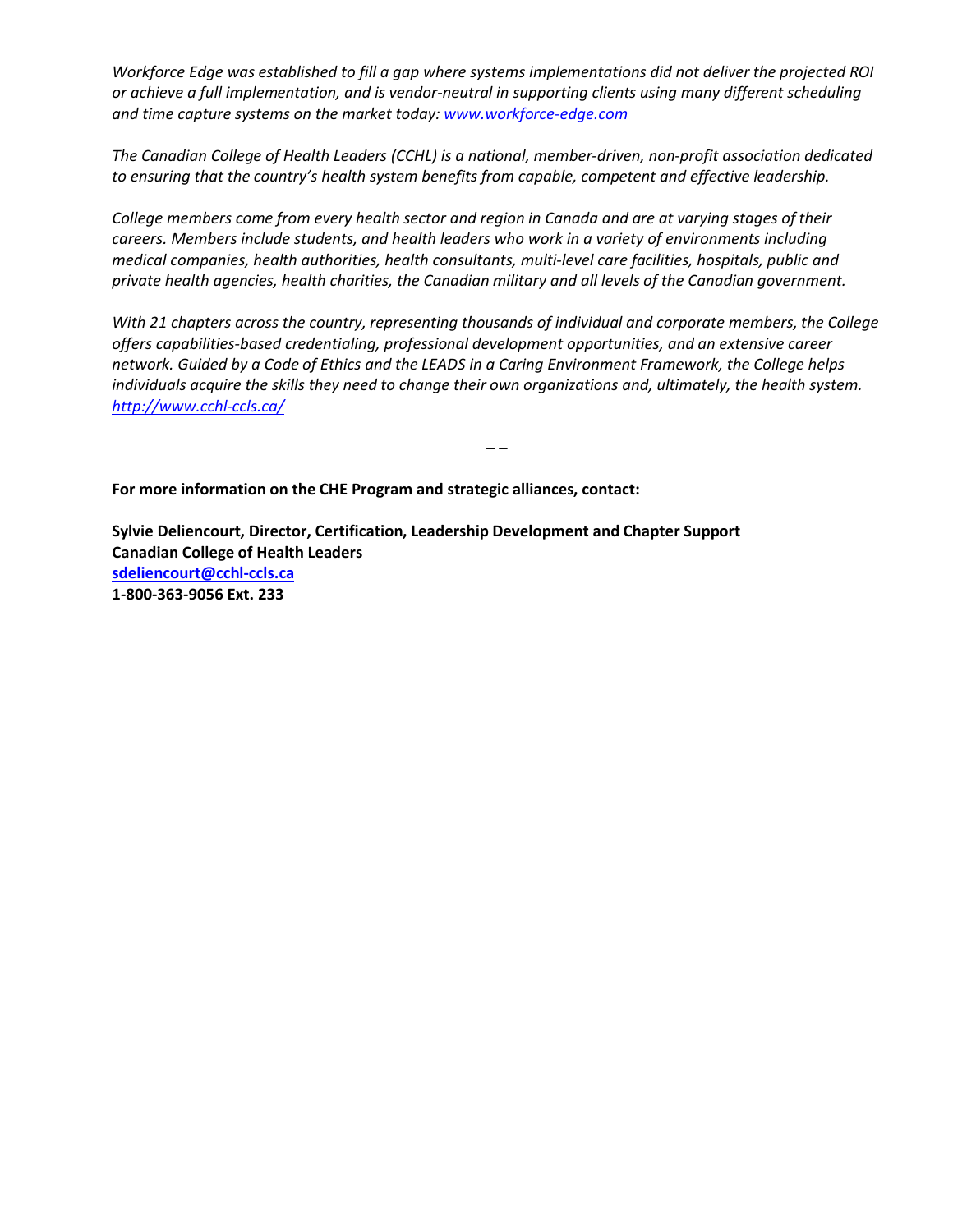*Workforce Edge was established to fill a gap where systems implementations did not deliver the projected ROI or achieve a full implementation, and is vendor-neutral in supporting clients using many different scheduling and time capture systems on the market today: [www.workforce-edge.com](www.workforce-edge.com)*

*The Canadian College of Health Leaders (CCHL) is a national, member-driven, non-profit association dedicated to ensuring that the country's health system benefits from capable, competent and effective leadership.*

*College members come from every health sector and region in Canada and are at varying stages of their careers. Members include students, and health leaders who work in a variety of environments including medical companies, health authorities, health consultants, multi-level care facilities, hospitals, public and private health agencies, health charities, the Canadian military and all levels of the Canadian government.*

*With 21 chapters across the country, representing thousands of individual and corporate members, the College offers capabilities-based credentialing, professional development opportunities, and an extensive career network. Guided by a Code of Ethics and the LEADS in a Caring Environment Framework, the College helps individuals acquire the skills they need to change their own organizations and, ultimately, the health system. [http://www.cchl-ccls.ca/](http://www.cchl-ccls.ca/)*

– –

**For more information on the CHE Program and strategic alliances, contact:**

**Sylvie Deliencourt, Director, Certification, Leadership Development and Chapter Support**
**Canadian College of Health Leaders**
**[sdeliencourt@cchl-ccls.ca](mailto:sdeliencourt@cchl-ccls.ca)**
**1-800-363-9056 Ext. 233**